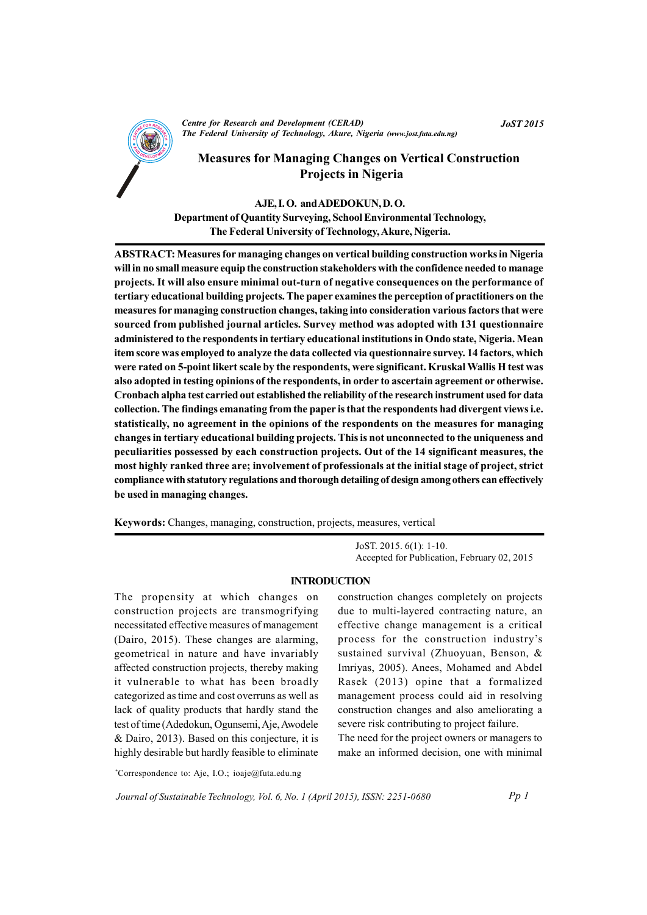# Measures for Managing Changes on Vertical Construction Projects in Nigeria

**AJE, I. O. and ADEDOKUN, D. O.**
**Department of Quantity Surveying, School Environmental Technology, The Federal University of Technology, Akure, Nigeria.**

**ABSTRACT: Measures for managing changes on vertical building construction works in Nigeria will in no small measure equip the construction stakeholders with the confidence needed to manage projects. It will also ensure minimal out-turn of negative consequences on the performance of tertiary educational building projects. The paper examines the perception of practitioners on the measures for managing construction changes, taking into consideration various factors that were sourced from published journal articles. Survey method was adopted with 131 questionnaire administered to the respondents in tertiary educational institutions in Ondo state, Nigeria. Mean item score was employed to analyze the data collected via questionnaire survey. 14 factors, which were rated on 5-point likert scale by the respondents, were significant. Kruskal Wallis H test was also adopted in testing opinions of the respondents, in order to ascertain agreement or otherwise. Cronbach alpha test carried out established the reliability of the research instrument used for data collection. The findings emanating from the paper is that the respondents had divergent views i.e. statistically, no agreement in the opinions of the respondents on the measures for managing changes in tertiary educational building projects. This is not unconnected to the uniqueness and peculiarities possessed by each construction projects. Out of the 14 significant measures, the most highly ranked three are; involvement of professionals at the initial stage of project, strict compliance with statutory regulations and thorough detailing of design among others can effectively be used in managing changes.**

**Keywords:** Changes, managing, construction, projects, measures, vertical

JoST. 2015. 6(1): 1-10.
Accepted for Publication, February 02, 2015

## INTRODUCTION

The propensity at which changes on construction projects are transmogrifying necessitated effective measures of management (Dairo, 2015). These changes are alarming, geometrical in nature and have invariably affected construction projects, thereby making it vulnerable to what has been broadly categorized as time and cost overruns as well as lack of quality products that hardly stand the test of time (Adedokun, Ogunsemi, Aje, Awodele & Dairo, 2013). Based on this conjecture, it is highly desirable but hardly feasible to eliminate construction changes completely on projects due to multi-layered contracting nature, an effective change management is a critical process for the construction industry's sustained survival (Zhuoyuan, Benson, & Imriyas, 2005). Anees, Mohamed and Abdel Rasek (2013) opine that a formalized management process could aid in resolving construction changes and also ameliorating a severe risk contributing to project failure.

The need for the project owners or managers to make an informed decision, one with minimal

*Correspondence to: Aje, I.O.; ioaje@futa.edu.ng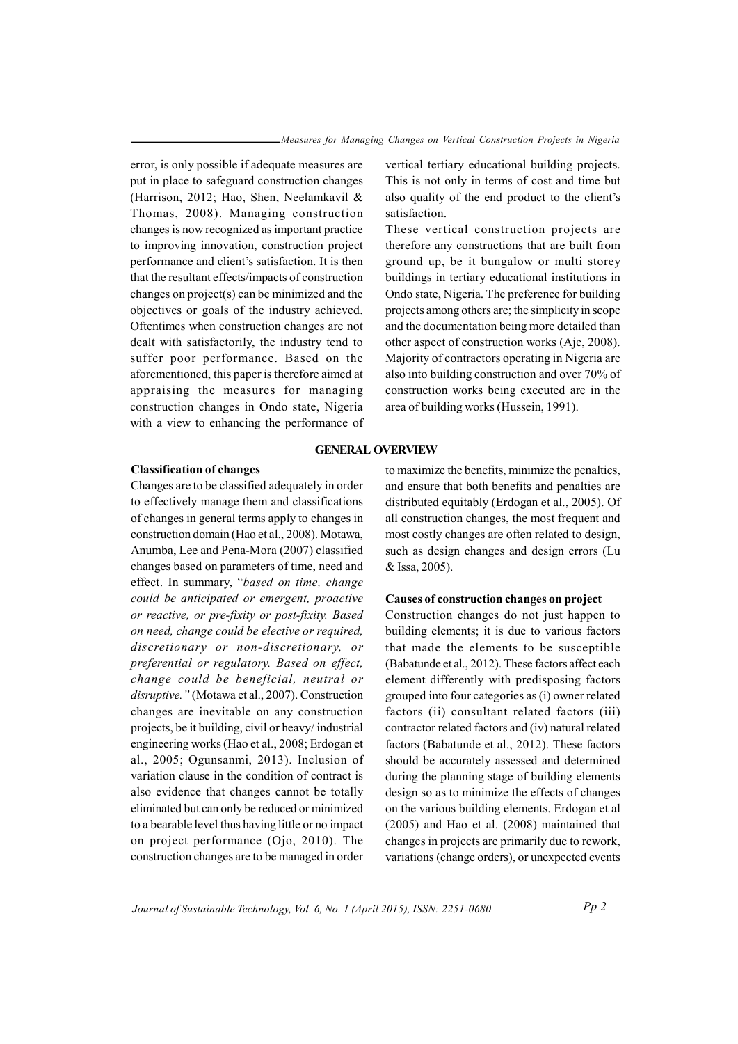error, is only possible if adequate measures are put in place to safeguard construction changes (Harrison, 2012; Hao, Shen, Neelamkavil & Thomas, 2008). Managing construction changes is now recognized as important practice to improving innovation, construction project performance and client's satisfaction. It is then that the resultant effects/impacts of construction changes on project(s) can be minimized and the objectives or goals of the industry achieved. Oftentimes when construction changes are not dealt with satisfactorily, the industry tend to suffer poor performance. Based on the aforementioned, this paper is therefore aimed at appraising the measures for managing construction changes in Ondo state, Nigeria with a view to enhancing the performance of vertical tertiary educational building projects. This is not only in terms of cost and time but also quality of the end product to the client's satisfaction.

These vertical construction projects are therefore any constructions that are built from ground up, be it bungalow or multi storey buildings in tertiary educational institutions in Ondo state, Nigeria. The preference for building projects among others are; the simplicity in scope and the documentation being more detailed than other aspect of construction works (Aje, 2008). Majority of contractors operating in Nigeria are also into building construction and over 70% of construction works being executed are in the area of building works (Hussein, 1991).

## GENERAL OVERVIEW

### Classification of changes

Changes are to be classified adequately in order to effectively manage them and classifications of changes in general terms apply to changes in construction domain (Hao et al., 2008). Motawa, Anumba, Lee and Pena-Mora (2007) classified changes based on parameters of time, need and effect. In summary, "*based on time, change could be anticipated or emergent, proactive or reactive, or pre-fixity or post-fixity. Based on need, change could be elective or required, discretionary or non-discretionary, or preferential or regulatory. Based on effect, change could be beneficial, neutral or disruptive.*" (Motawa et al., 2007). Construction changes are inevitable on any construction projects, be it building, civil or heavy/ industrial engineering works (Hao et al., 2008; Erdogan et al., 2005; Ogunsanmi, 2013). Inclusion of variation clause in the condition of contract is also evidence that changes cannot be totally eliminated but can only be reduced or minimized to a bearable level thus having little or no impact on project performance (Ojo, 2010). The construction changes are to be managed in order to maximize the benefits, minimize the penalties, and ensure that both benefits and penalties are distributed equitably (Erdogan et al., 2005). Of all construction changes, the most frequent and most costly changes are often related to design, such as design changes and design errors (Lu & Issa, 2005).

### Causes of construction changes on project

Construction changes do not just happen to building elements; it is due to various factors that made the elements to be susceptible (Babatunde et al., 2012). These factors affect each element differently with predisposing factors grouped into four categories as (i) owner related factors (ii) consultant related factors (iii) contractor related factors and (iv) natural related factors (Babatunde et al., 2012). These factors should be accurately assessed and determined during the planning stage of building elements design so as to minimize the effects of changes on the various building elements. Erdogan et al (2005) and Hao et al. (2008) maintained that changes in projects are primarily due to rework, variations (change orders), or unexpected events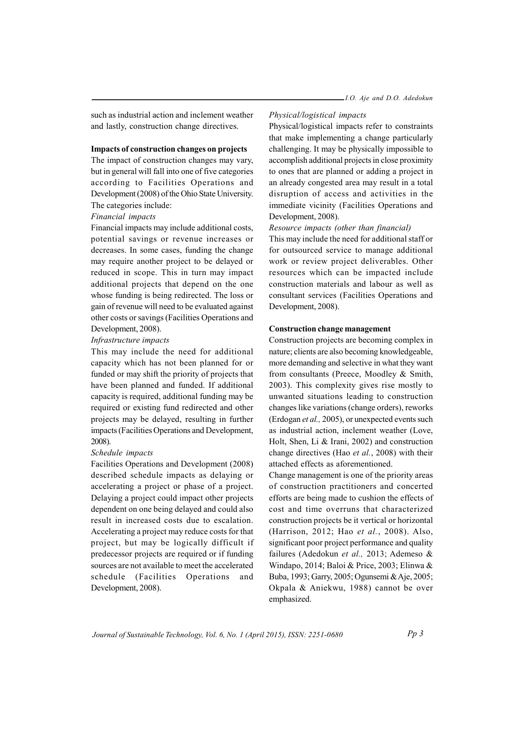such as industrial action and inclement weather and lastly, construction change directives.

**Impacts of construction changes on projects**

The impact of construction changes may vary, but in general will fall into one of five categories according to Facilities Operations and Development (2008) of the Ohio State University. The categories include:

*Financial impacts*

Financial impacts may include additional costs, potential savings or revenue increases or decreases. In some cases, funding the change may require another project to be delayed or reduced in scope. This in turn may impact additional projects that depend on the one whose funding is being redirected. The loss or gain of revenue will need to be evaluated against other costs or savings (Facilities Operations and Development, 2008).

*Infrastructure impacts*

This may include the need for additional capacity which has not been planned for or funded or may shift the priority of projects that have been planned and funded. If additional capacity is required, additional funding may be required or existing fund redirected and other projects may be delayed, resulting in further impacts (Facilities Operations and Development, 2008).

*Schedule impacts*

Facilities Operations and Development (2008) described schedule impacts as delaying or accelerating a project or phase of a project. Delaying a project could impact other projects dependent on one being delayed and could also result in increased costs due to escalation. Accelerating a project may reduce costs for that project, but may be logically difficult if predecessor projects are required or if funding sources are not available to meet the accelerated schedule (Facilities Operations and Development, 2008).

*Physical/logistical impacts*

Physical/logistical impacts refer to constraints that make implementing a change particularly challenging. It may be physically impossible to accomplish additional projects in close proximity to ones that are planned or adding a project in an already congested area may result in a total disruption of access and activities in the immediate vicinity (Facilities Operations and Development, 2008).

*Resource impacts (other than financial)*

This may include the need for additional staff or for outsourced service to manage additional work or review project deliverables. Other resources which can be impacted include construction materials and labour as well as consultant services (Facilities Operations and Development, 2008).

**Construction change management**

Construction projects are becoming complex in nature; clients are also becoming knowledgeable, more demanding and selective in what they want from consultants (Preece, Moodley & Smith, 2003). This complexity gives rise mostly to unwanted situations leading to construction changes like variations (change orders), reworks (Erdogan *et al.,* 2005), or unexpected events such as industrial action, inclement weather (Love, Holt, Shen, Li & Irani, 2002) and construction change directives (Hao *et al.*, 2008) with their attached effects as aforementioned.

Change management is one of the priority areas of construction practitioners and concerted efforts are being made to cushion the effects of cost and time overruns that characterized construction projects be it vertical or horizontal (Harrison, 2012; Hao *et al.*, 2008). Also, significant poor project performance and quality failures (Adedokun *et al.,* 2013; Ademeso & Windapo, 2014; Baloi & Price, 2003; Elinwa & Buba, 1993; Garry, 2005; Ogunsemi & Aje, 2005; Okpala & Aniekwu, 1988) cannot be over emphasized.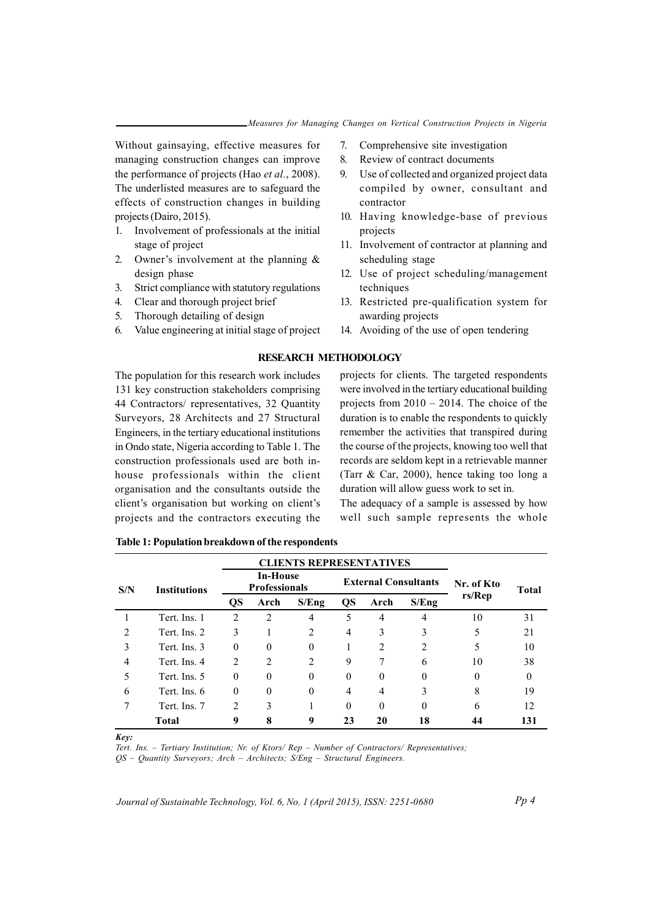Without gainsaying, effective measures for managing construction changes can improve the performance of projects (Hao *et al.*, 2008). The underlisted measures are to safeguard the effects of construction changes in building projects (Dairo, 2015).

1. Involvement of professionals at the initial stage of project
2. Owner's involvement at the planning & design phase
3. Strict compliance with statutory regulations
4. Clear and thorough project brief
5. Thorough detailing of design
6. Value engineering at initial stage of project
7. Comprehensive site investigation
8. Review of contract documents
9. Use of collected and organized project data compiled by owner, consultant and contractor
10. Having knowledge-base of previous projects
11. Involvement of contractor at planning and scheduling stage
12. Use of project scheduling/management techniques
13. Restricted pre-qualification system for awarding projects
14. Avoiding of the use of open tendering

## RESEARCH METHODOLOGY

The population for this research work includes 131 key construction stakeholders comprising 44 Contractors/ representatives, 32 Quantity Surveyors, 28 Architects and 27 Structural Engineers, in the tertiary educational institutions in Ondo state, Nigeria according to Table 1. The construction professionals used are both in-house professionals within the client organisation and the consultants outside the client's organisation but working on client's projects and the contractors executing the projects for clients. The targeted respondents were involved in the tertiary educational building projects from 2010 – 2014. The choice of the duration is to enable the respondents to quickly remember the activities that transpired during the course of the projects, knowing too well that records are seldom kept in a retrievable manner (Tarr & Car, 2000), hence taking too long a duration will allow guess work to set in.

The adequacy of a sample is assessed by how well such sample represents the whole

**Table 1: Population breakdown of the respondents**

| S/N | Institutions | CLIENTS REPRESENTATIVES | | | | | | Nr. of Ktors/Rep | Total |
|---|---|---|---|---|---|---|---|---|---|
| | | In-House Professionals | | | External Consultants | | | | |
| | | QS | Arch | S/Eng | QS | Arch | S/Eng | | |
| 1 | Tert. Ins. 1 | 2 | 2 | 4 | 5 | 4 | 4 | 10 | 31 |
| 2 | Tert. Ins. 2 | 3 | 1 | 2 | 4 | 3 | 3 | 5 | 21 |
| 3 | Tert. Ins. 3 | 0 | 0 | 0 | 1 | 2 | 2 | 5 | 10 |
| 4 | Tert. Ins. 4 | 2 | 2 | 2 | 9 | 7 | 6 | 10 | 38 |
| 5 | Tert. Ins. 5 | 0 | 0 | 0 | 0 | 0 | 0 | 0 | 0 |
| 6 | Tert. Ins. 6 | 0 | 0 | 0 | 4 | 4 | 3 | 8 | 19 |
| 7 | Tert. Ins. 7 | 2 | 3 | 1 | 0 | 0 | 0 | 6 | 12 |
| | **Total** | **9** | **8** | **9** | **23** | **20** | **18** | **44** | **131** |

***Key:***
*Tert. Ins. – Tertiary Institution; Nr. of Ktors/ Rep – Number of Contractors/ Representatives; QS – Quantity Surveyors; Arch – Architects; S/Eng – Structural Engineers.*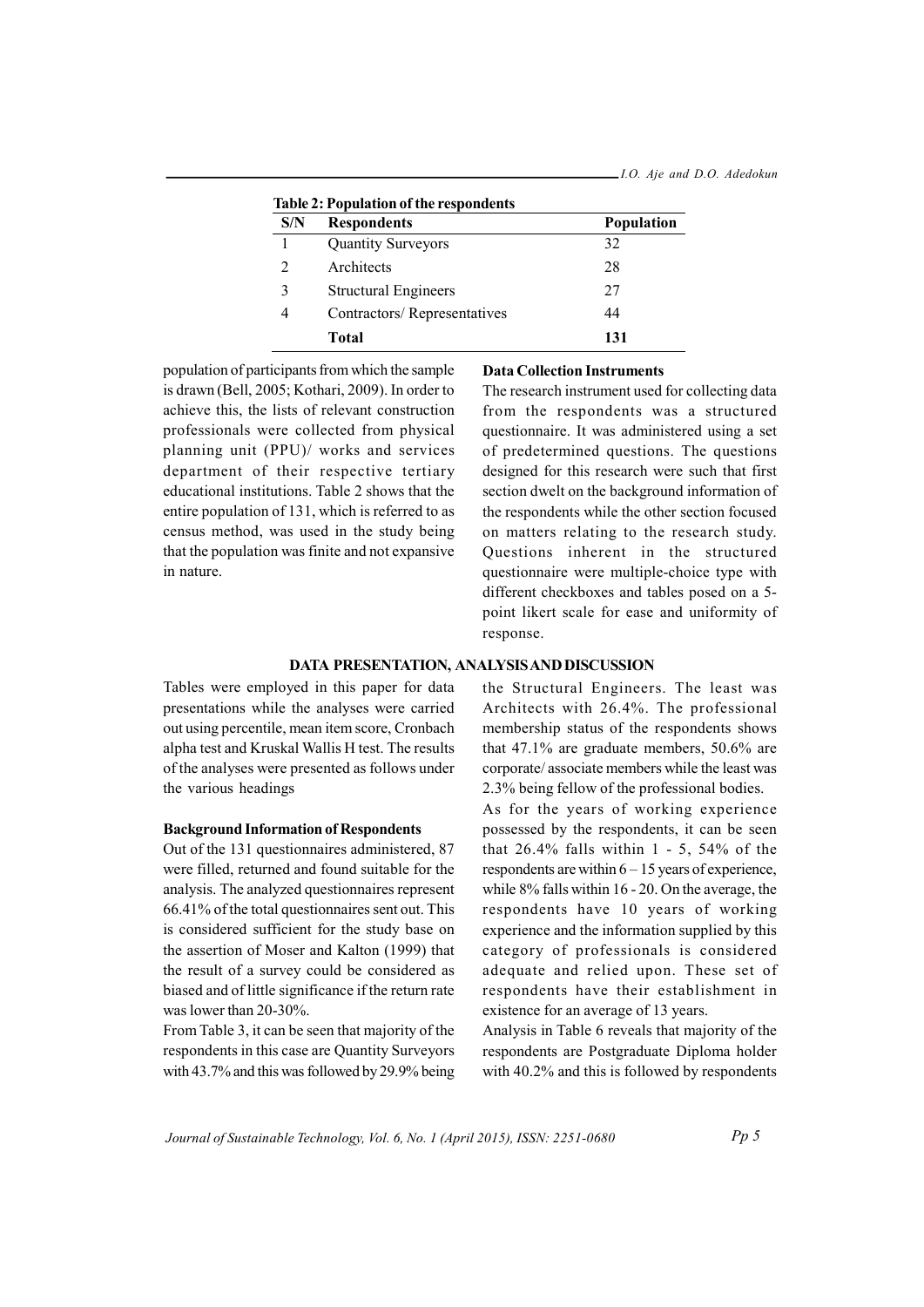**Table 2: Population of the respondents**

| S/N | Respondents | Population |
|---|---|---|
| 1 | Quantity Surveyors | 32 |
| 2 | Architects | 28 |
| 3 | Structural Engineers | 27 |
| 4 | Contractors/ Representatives | 44 |
| | **Total** | **131** |

population of participants from which the sample is drawn (Bell, 2005; Kothari, 2009). In order to achieve this, the lists of relevant construction professionals were collected from physical planning unit (PPU)/ works and services department of their respective tertiary educational institutions. Table 2 shows that the entire population of 131, which is referred to as census method, was used in the study being that the population was finite and not expansive in nature.

**Data Collection Instruments**

The research instrument used for collecting data from the respondents was a structured questionnaire. It was administered using a set of predetermined questions. The questions designed for this research were such that first section dwelt on the background information of the respondents while the other section focused on matters relating to the research study. Questions inherent in the structured questionnaire were multiple-choice type with different checkboxes and tables posed on a 5-point likert scale for ease and uniformity of response.

## DATA PRESENTATION, ANALYSIS AND DISCUSSION

Tables were employed in this paper for data presentations while the analyses were carried out using percentile, mean item score, Cronbach alpha test and Kruskal Wallis H test. The results of the analyses were presented as follows under the various headings

**Background Information of Respondents**

Out of the 131 questionnaires administered, 87 were filled, returned and found suitable for the analysis. The analyzed questionnaires represent 66.41% of the total questionnaires sent out. This is considered sufficient for the study base on the assertion of Moser and Kalton (1999) that the result of a survey could be considered as biased and of little significance if the return rate was lower than 20-30%.

From Table 3, it can be seen that majority of the respondents in this case are Quantity Surveyors with 43.7% and this was followed by 29.9% being the Structural Engineers. The least was Architects with 26.4%. The professional membership status of the respondents shows that 47.1% are graduate members, 50.6% are corporate/ associate members while the least was 2.3% being fellow of the professional bodies.

As for the years of working experience possessed by the respondents, it can be seen that 26.4% falls within 1 - 5, 54% of the respondents are within 6 – 15 years of experience, while 8% falls within 16 - 20. On the average, the respondents have 10 years of working experience and the information supplied by this category of professionals is considered adequate and relied upon. These set of respondents have their establishment in existence for an average of 13 years.

Analysis in Table 6 reveals that majority of the respondents are Postgraduate Diploma holder with 40.2% and this is followed by respondents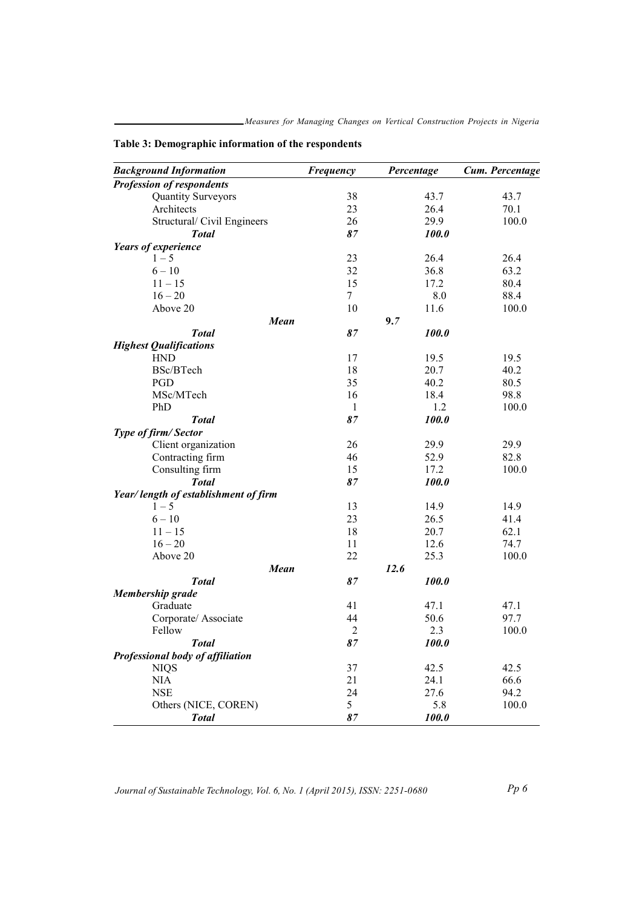**Table 3: Demographic information of the respondents**

| ***Background Information*** | ***Frequency*** | ***Percentage*** | ***Cum. Percentage*** |
|---|---|---|---|
| ***Profession of respondents*** | | | |
| Quantity Surveyors | 38 | 43.7 | 43.7 |
| Architects | 23 | 26.4 | 70.1 |
| Structural/ Civil Engineers | 26 | 29.9 | 100.0 |
| ***Total*** | ***87*** | ***100.0*** | |
| ***Years of experience*** | | | |
| 1 – 5 | 23 | 26.4 | 26.4 |
| 6 – 10 | 32 | 36.8 | 63.2 |
| 11 – 15 | 15 | 17.2 | 80.4 |
| 16 – 20 | 7 | 8.0 | 88.4 |
| Above 20 | 10 | 11.6 | 100.0 |
| ***Mean*** | | ***9.7*** | |
| ***Total*** | ***87*** | ***100.0*** | |
| ***Highest Qualifications*** | | | |
| HND | 17 | 19.5 | 19.5 |
| BSc/BTech | 18 | 20.7 | 40.2 |
| PGD | 35 | 40.2 | 80.5 |
| MSc/MTech | 16 | 18.4 | 98.8 |
| PhD | 1 | 1.2 | 100.0 |
| ***Total*** | ***87*** | ***100.0*** | |
| ***Type of firm/ Sector*** | | | |
| Client organization | 26 | 29.9 | 29.9 |
| Contracting firm | 46 | 52.9 | 82.8 |
| Consulting firm | 15 | 17.2 | 100.0 |
| ***Total*** | ***87*** | ***100.0*** | |
| ***Year/ length of establishment of firm*** | | | |
| 1 – 5 | 13 | 14.9 | 14.9 |
| 6 – 10 | 23 | 26.5 | 41.4 |
| 11 – 15 | 18 | 20.7 | 62.1 |
| 16 – 20 | 11 | 12.6 | 74.7 |
| Above 20 | 22 | 25.3 | 100.0 |
| ***Mean*** | | ***12.6*** | |
| ***Total*** | ***87*** | ***100.0*** | |
| ***Membership grade*** | | | |
| Graduate | 41 | 47.1 | 47.1 |
| Corporate/ Associate | 44 | 50.6 | 97.7 |
| Fellow | 2 | 2.3 | 100.0 |
| ***Total*** | ***87*** | ***100.0*** | |
| ***Professional body of affiliation*** | | | |
| NIQS | 37 | 42.5 | 42.5 |
| NIA | 21 | 24.1 | 66.6 |
| NSE | 24 | 27.6 | 94.2 |
| Others (NICE, COREN) | 5 | 5.8 | 100.0 |
| ***Total*** | ***87*** | ***100.0*** | |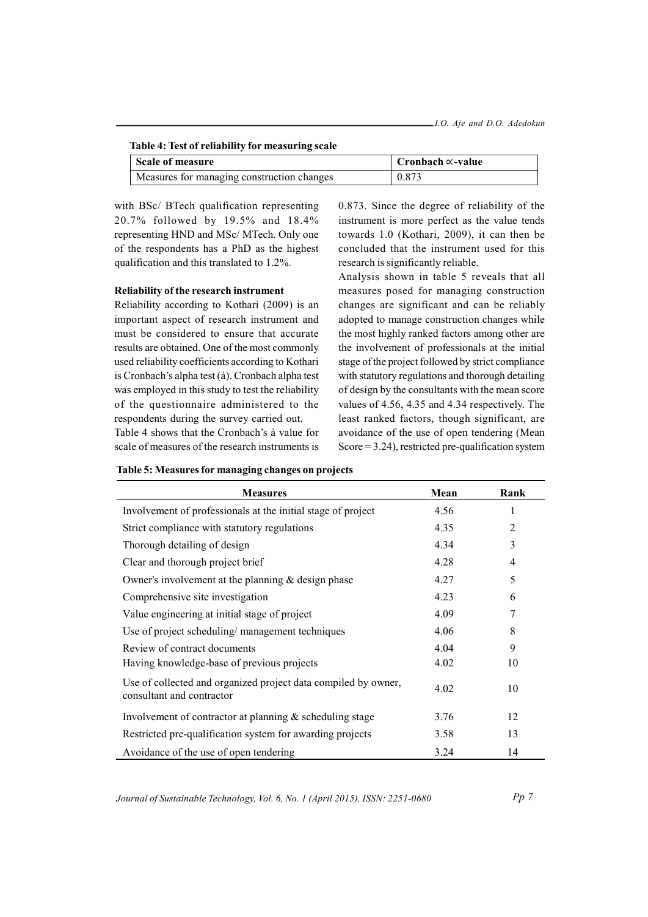**Table 4: Test of reliability for measuring scale**

| Scale of measure | Cronbach ∝-value |
|---|---|
| Measures for managing construction changes | 0.873 |

with BSc/ BTech qualification representing 20.7% followed by 19.5% and 18.4% representing HND and MSc/ MTech. Only one of the respondents has a PhD as the highest qualification and this translated to 1.2%.

**Reliability of the research instrument**

Reliability according to Kothari (2009) is an important aspect of research instrument and must be considered to ensure that accurate results are obtained. One of the most commonly used reliability coefficients according to Kothari is Cronbach's alpha test (á). Cronbach alpha test was employed in this study to test the reliability of the questionnaire administered to the respondents during the survey carried out.

Table 4 shows that the Cronbach's á value for scale of measures of the research instruments is 0.873. Since the degree of reliability of the instrument is more perfect as the value tends towards 1.0 (Kothari, 2009), it can then be concluded that the instrument used for this research is significantly reliable.

Analysis shown in table 5 reveals that all measures posed for managing construction changes are significant and can be reliably adopted to manage construction changes while the most highly ranked factors among other are the involvement of professionals at the initial stage of the project followed by strict compliance with statutory regulations and thorough detailing of design by the consultants with the mean score values of 4.56, 4.35 and 4.34 respectively. The least ranked factors, though significant, are avoidance of the use of open tendering (Mean Score = 3.24), restricted pre-qualification system

**Table 5: Measures for managing changes on projects**

| Measures | Mean | Rank |
|---|---|---|
| Involvement of professionals at the initial stage of project | 4.56 | 1 |
| Strict compliance with statutory regulations | 4.35 | 2 |
| Thorough detailing of design | 4.34 | 3 |
| Clear and thorough project brief | 4.28 | 4 |
| Owner's involvement at the planning & design phase | 4.27 | 5 |
| Comprehensive site investigation | 4.23 | 6 |
| Value engineering at initial stage of project | 4.09 | 7 |
| Use of project scheduling/ management techniques | 4.06 | 8 |
| Review of contract documents | 4.04 | 9 |
| Having knowledge-base of previous projects | 4.02 | 10 |
| Use of collected and organized project data compiled by owner, consultant and contractor | 4.02 | 10 |
| Involvement of contractor at planning & scheduling stage | 3.76 | 12 |
| Restricted pre-qualification system for awarding projects | 3.58 | 13 |
| Avoidance of the use of open tendering | 3.24 | 14 |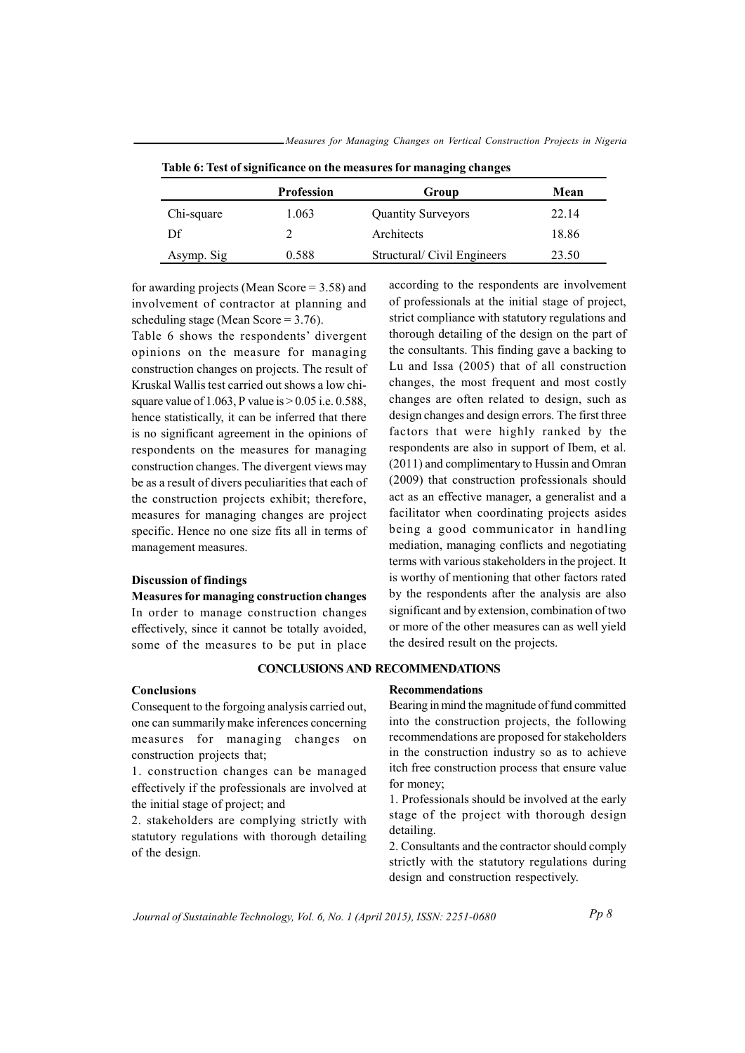**Table 6: Test of significance on the measures for managing changes**

| | Profession | Group | Mean |
|---|---|---|---|
| Chi-square | 1.063 | Quantity Surveyors | 22.14 |
| Df | 2 | Architects | 18.86 |
| Asymp. Sig | 0.588 | Structural/ Civil Engineers | 23.50 |

for awarding projects (Mean Score = 3.58) and involvement of contractor at planning and scheduling stage (Mean Score = 3.76).

Table 6 shows the respondents' divergent opinions on the measure for managing construction changes on projects. The result of Kruskal Wallis test carried out shows a low chi-square value of 1.063, P value is > 0.05 i.e. 0.588, hence statistically, it can be inferred that there is no significant agreement in the opinions of respondents on the measures for managing construction changes. The divergent views may be as a result of divers peculiarities that each of the construction projects exhibit; therefore, measures for managing changes are project specific. Hence no one size fits all in terms of management measures.

**Discussion of findings**

**Measures for managing construction changes**

In order to manage construction changes effectively, since it cannot be totally avoided, some of the measures to be put in place according to the respondents are involvement of professionals at the initial stage of project, strict compliance with statutory regulations and thorough detailing of the design on the part of the consultants. This finding gave a backing to Lu and Issa (2005) that of all construction changes, the most frequent and most costly changes are often related to design, such as design changes and design errors. The first three factors that were highly ranked by the respondents are also in support of Ibem, et al. (2011) and complimentary to Hussin and Omran (2009) that construction professionals should act as an effective manager, a generalist and a facilitator when coordinating projects asides being a good communicator in handling mediation, managing conflicts and negotiating terms with various stakeholders in the project. It is worthy of mentioning that other factors rated by the respondents after the analysis are also significant and by extension, combination of two or more of the other measures can as well yield the desired result on the projects.

## CONCLUSIONS AND RECOMMENDATIONS

**Conclusions**

Consequent to the forgoing analysis carried out, one can summarily make inferences concerning measures for managing changes on construction projects that;

1. construction changes can be managed effectively if the professionals are involved at the initial stage of project; and
2. stakeholders are complying strictly with statutory regulations with thorough detailing of the design.

**Recommendations**

Bearing in mind the magnitude of fund committed into the construction projects, the following recommendations are proposed for stakeholders in the construction industry so as to achieve itch free construction process that ensure value for money;

1. Professionals should be involved at the early stage of the project with thorough design detailing.
2. Consultants and the contractor should comply strictly with the statutory regulations during design and construction respectively.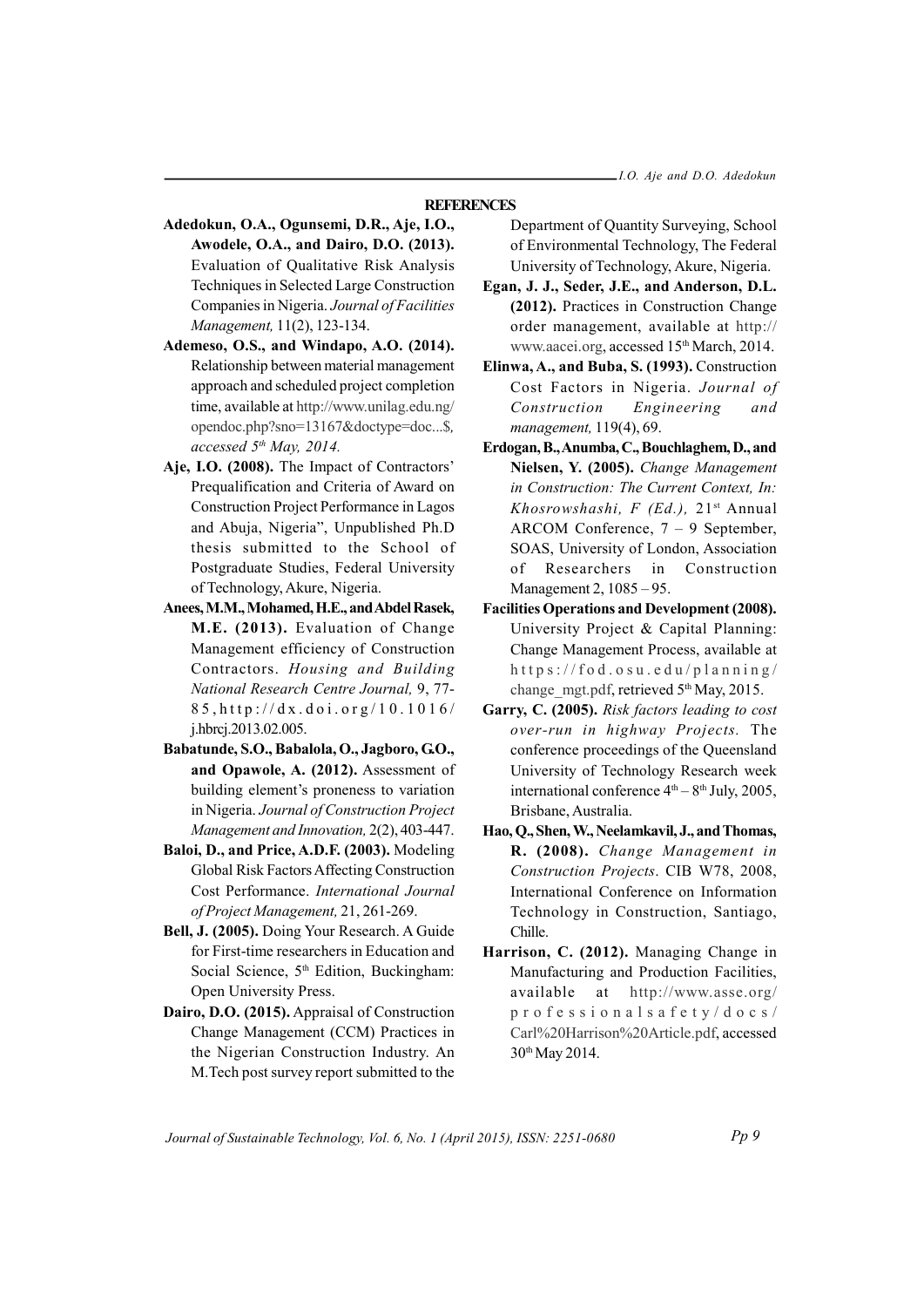## REFERENCES

**Adedokun, O.A., Ogunsemi, D.R., Aje, I.O., Awodele, O.A., and Dairo, D.O. (2013).** Evaluation of Qualitative Risk Analysis Techniques in Selected Large Construction Companies in Nigeria. *Journal of Facilities Management,* 11(2), 123-134.

**Ademeso, O.S., and Windapo, A.O. (2014).** Relationship between material management approach and scheduled project completion time, available at http://www.unilag.edu.ng/opendoc.php?sno=13167&doctype=doc...$, *accessed 5th May, 2014.*

**Aje, I.O. (2008).** The Impact of Contractors' Prequalification and Criteria of Award on Construction Project Performance in Lagos and Abuja, Nigeria", Unpublished Ph.D thesis submitted to the School of Postgraduate Studies, Federal University of Technology, Akure, Nigeria.

**Anees, M.M., Mohamed, H.E., and Abdel Rasek, M.E. (2013).** Evaluation of Change Management efficiency of Construction Contractors. *Housing and Building National Research Centre Journal,* 9, 77-85, http://dx.doi.org/10.1016/j.hbrcj.2013.02.005.

**Babatunde, S.O., Babalola, O., Jagboro, G.O., and Opawole, A. (2012).** Assessment of building element's proneness to variation in Nigeria. *Journal of Construction Project Management and Innovation,* 2(2), 403-447.

**Baloi, D., and Price, A.D.F. (2003).** Modeling Global Risk Factors Affecting Construction Cost Performance. *International Journal of Project Management,* 21, 261-269.

**Bell, J. (2005).** Doing Your Research. A Guide for First-time researchers in Education and Social Science, 5th Edition, Buckingham: Open University Press.

**Dairo, D.O. (2015).** Appraisal of Construction Change Management (CCM) Practices in the Nigerian Construction Industry. An M.Tech post survey report submitted to the Department of Quantity Surveying, School of Environmental Technology, The Federal University of Technology, Akure, Nigeria.

**Egan, J. J., Seder, J.E., and Anderson, D.L. (2012).** Practices in Construction Change order management, available at http://www.aacei.org, accessed 15th March, 2014.

**Elinwa, A., and Buba, S. (1993).** Construction Cost Factors in Nigeria. *Journal of Construction Engineering and management,* 119(4), 69.

**Erdogan, B., Anumba, C., Bouchlaghem, D., and Nielsen, Y. (2005).** *Change Management in Construction: The Current Context, In: Khosrowshashi, F (Ed.),* 21st Annual ARCOM Conference, 7 – 9 September, SOAS, University of London, Association of Researchers in Construction Management 2, 1085 – 95.

**Facilities Operations and Development (2008).** University Project & Capital Planning: Change Management Process, available at https://fod.osu.edu/planning/change_mgt.pdf, retrieved 5th May, 2015.

**Garry, C. (2005).** *Risk factors leading to cost over-run in highway Projects.* The conference proceedings of the Queensland University of Technology Research week international conference 4th – 8th July, 2005, Brisbane, Australia.

**Hao, Q., Shen, W., Neelamkavil, J., and Thomas, R. (2008).** *Change Management in Construction Projects*. CIB W78, 2008, International Conference on Information Technology in Construction, Santiago, Chille.

**Harrison, C. (2012).** Managing Change in Manufacturing and Production Facilities, available at http://www.asse.org/professionalsafety/docs/Carl%20Harrison%20Article.pdf, accessed 30th May 2014.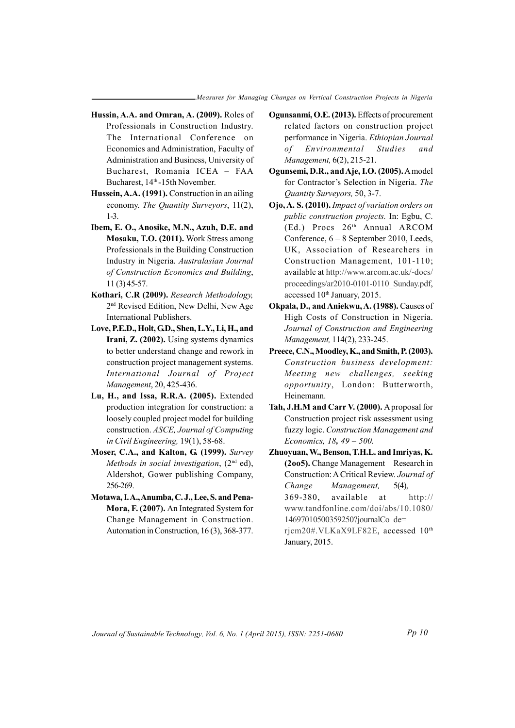**Hussin, A.A. and Omran, A. (2009).** Roles of Professionals in Construction Industry. The International Conference on Economics and Administration, Faculty of Administration and Business, University of Bucharest, Romania ICEA – FAA Bucharest, 14th-15th November.

**Hussein, A.A. (1991).** Construction in an ailing economy. *The Quantity Surveyors*, 11(2), 1-3.

**Ibem, E. O., Anosike, M.N., Azuh, D.E. and Mosaku, T.O. (2011).** Work Stress among Professionals in the Building Construction Industry in Nigeria. *Australasian Journal of Construction Economics and Building*, 11 (3) 45-57.

**Kothari, C.R (2009).** *Research Methodology,* 2nd Revised Edition, New Delhi, New Age International Publishers.

**Love, P.E.D., Holt, G.D., Shen, L.Y., Li, H., and Irani, Z. (2002).** Using systems dynamics to better understand change and rework in construction project management systems. *International Journal of Project Management*, 20, 425-436.

**Lu, H., and Issa, R.R.A. (2005).** Extended production integration for construction: a loosely coupled project model for building construction. *ASCE, Journal of Computing in Civil Engineering,* 19(1), 58-68.

**Moser, C.A., and Kalton, G. (1999).** *Survey Methods in social investigation*, (2nd ed), Aldershot, Gower publishing Company, 256-269.

**Motawa, I. A., Anumba, C. J., Lee, S. and Pena-Mora, F. (2007).** An Integrated System for Change Management in Construction. Automation in Construction, 16 (3), 368-377.

**Ogunsanmi, O.E. (2013).** Effects of procurement related factors on construction project performance in Nigeria. *Ethiopian Journal of Environmental Studies and Management,* 6(2), 215-21.

**Ogunsemi, D.R., and Aje, I.O. (2005).** A model for Contractor's Selection in Nigeria. *The Quantity Surveyors,* 50, 3-7.

**Ojo, A. S. (2010).** *Impact of variation orders on public construction projects.* In: Egbu, C. (Ed.) Procs 26th Annual ARCOM Conference, 6 – 8 September 2010, Leeds, UK, Association of Researchers in Construction Management, 101-110; available at http://www.arcom.ac.uk/-docs/proceedings/ar2010-0101-0110_Sunday.pdf, accessed 10th January, 2015.

**Okpala, D., and Aniekwu, A. (1988).** Causes of High Costs of Construction in Nigeria. *Journal of Construction and Engineering Management,* 114(2), 233-245.

**Preece, C.N., Moodley, K., and Smith, P. (2003).** *Construction business development: Meeting new challenges, seeking opportunity*, London: Butterworth, Heinemann.

**Tah, J.H.M and Carr V. (2000).** A proposal for Construction project risk assessment using fuzzy logic. *Construction Management and Economics, 18, 49 – 500.*

**Zhuoyuan, W., Benson, T.H.L. and Imriyas, K. (2oo5).** Change Management Research in Construction: A Critical Review. *Journal of Change Management,* 5(4), 369-380, available at http://www.tandfonline.com/doi/abs/10.1080/14697010500359250?journalCo de=rjcm20#.VLKaX9LF82E, accessed 10th January, 2015.